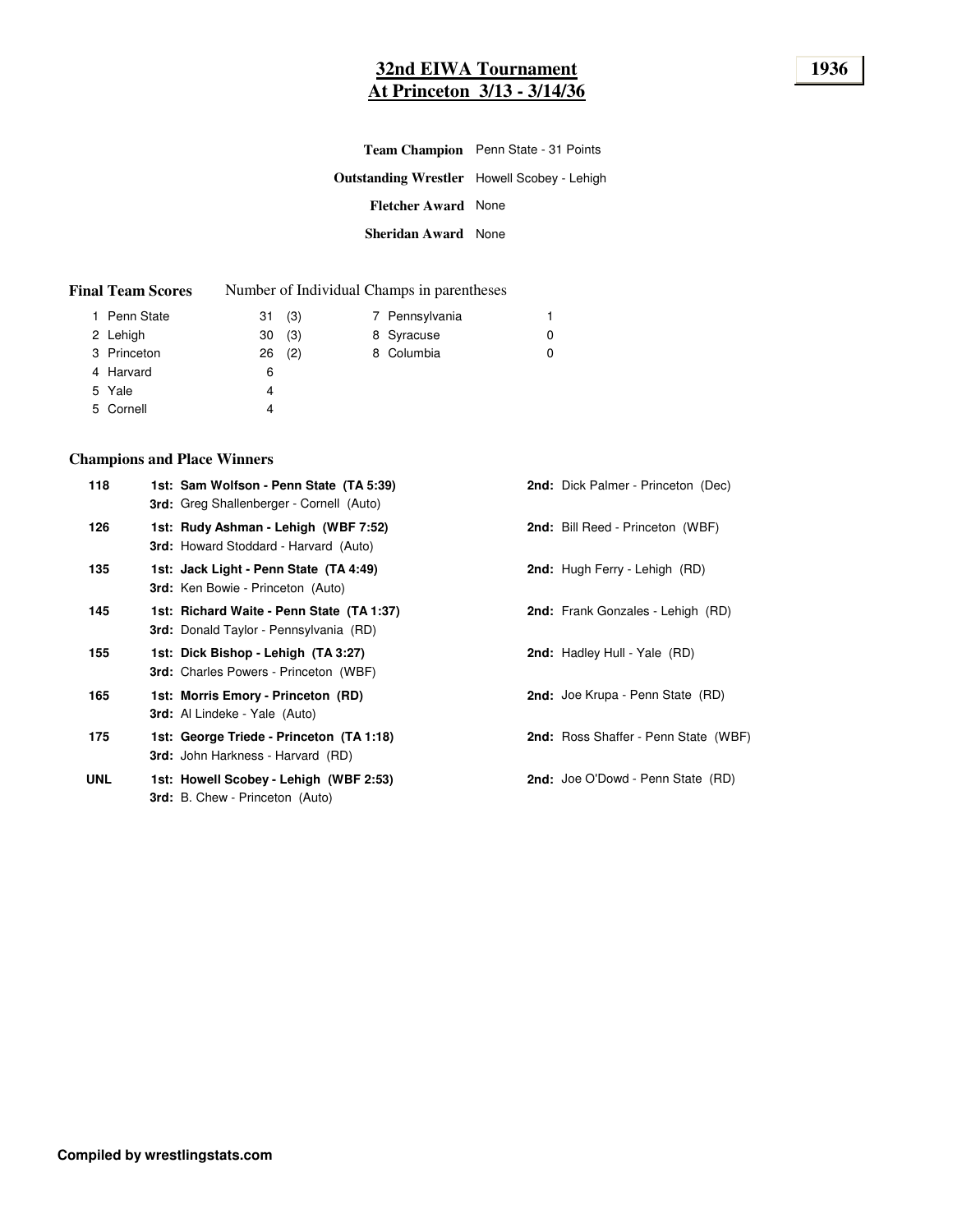# 32nd EIWA Tournament
# At Princeton 3/13 - 3/14/36

**1936**

**Team Champion** Penn State - 31 Points

**Outstanding Wrestler** Howell Scobey - Lehigh

**Fletcher Award** None

**Sheridan Award** None

**Final Team Scores** Number of Individual Champs in parentheses

| Rank | Team | Score | Champs | Rank | Team | Score |
|---|---|---|---|---|---|---|
| 1 | Penn State | 31 | (3) | 7 | Pennsylvania | 1 |
| 2 | Lehigh | 30 | (3) | 8 | Syracuse | 0 |
| 3 | Princeton | 26 | (2) | 8 | Columbia | 0 |
| 4 | Harvard | 6 | | | | |
| 5 | Yale | 4 | | | | |
| 5 | Cornell | 4 | | | | |

## Champions and Place Winners

| Weight | 1st / 3rd | 2nd |
|---|---|---|
| 118 | **1st: Sam Wolfson - Penn State (TA 5:39)**<br>**3rd:** Greg Shallenberger - Cornell (Auto) | **2nd:** Dick Palmer - Princeton (Dec) |
| 126 | **1st: Rudy Ashman - Lehigh (WBF 7:52)**<br>**3rd:** Howard Stoddard - Harvard (Auto) | **2nd:** Bill Reed - Princeton (WBF) |
| 135 | **1st: Jack Light - Penn State (TA 4:49)**<br>**3rd:** Ken Bowie - Princeton (Auto) | **2nd:** Hugh Ferry - Lehigh (RD) |
| 145 | **1st: Richard Waite - Penn State (TA 1:37)**<br>**3rd:** Donald Taylor - Pennsylvania (RD) | **2nd:** Frank Gonzales - Lehigh (RD) |
| 155 | **1st: Dick Bishop - Lehigh (TA 3:27)**<br>**3rd:** Charles Powers - Princeton (WBF) | **2nd:** Hadley Hull - Yale (RD) |
| 165 | **1st: Morris Emory - Princeton (RD)**<br>**3rd:** Al Lindeke - Yale (Auto) | **2nd:** Joe Krupa - Penn State (RD) |
| 175 | **1st: George Triede - Princeton (TA 1:18)**<br>**3rd:** John Harkness - Harvard (RD) | **2nd:** Ross Shaffer - Penn State (WBF) |
| UNL | **1st: Howell Scobey - Lehigh (WBF 2:53)**<br>**3rd:** B. Chew - Princeton (Auto) | **2nd:** Joe O'Dowd - Penn State (RD) |

**Compiled by wrestlingstats.com**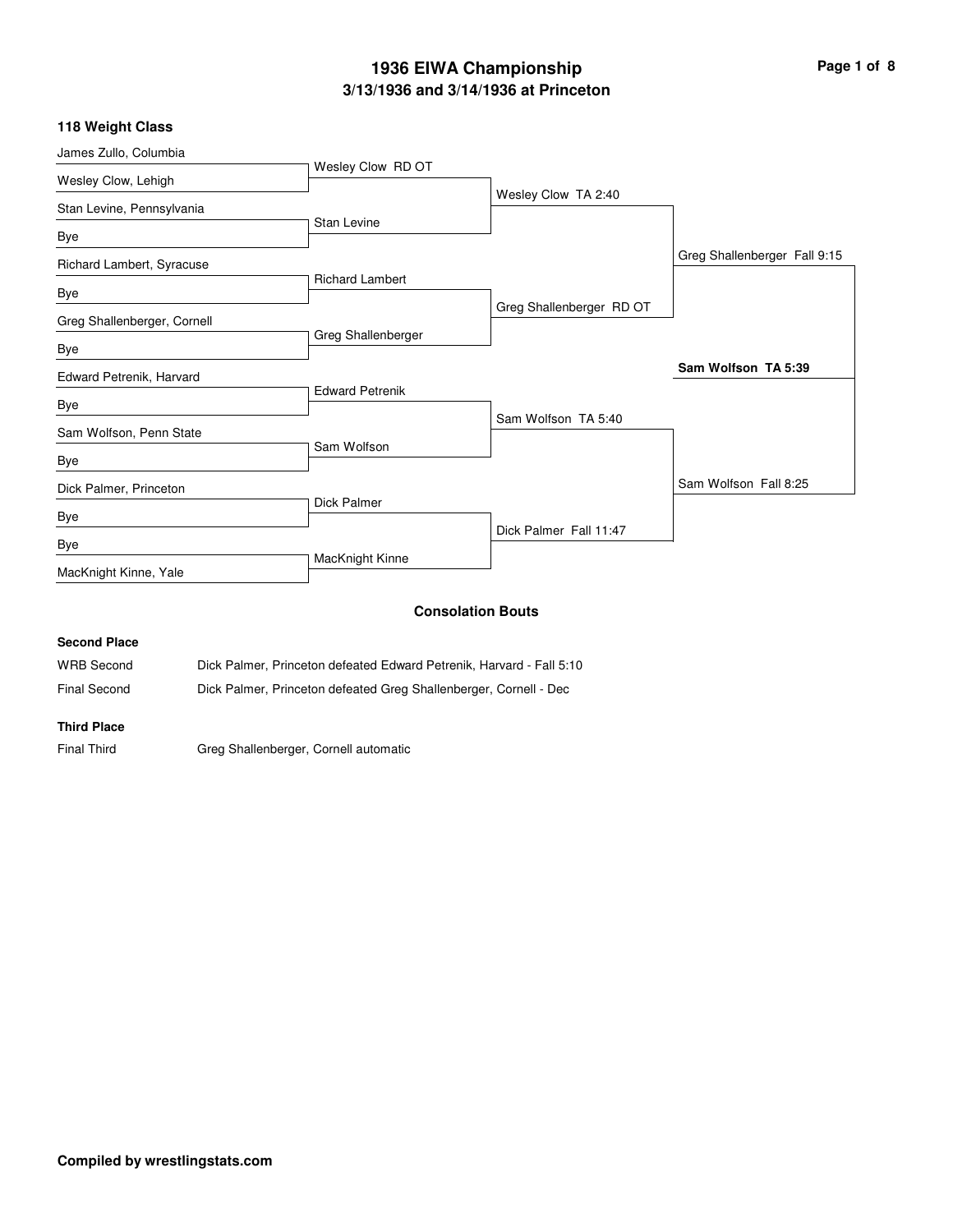# 1936 EIWA Championship

## 3/13/1936 and 3/14/1936 at Princeton

### 118 Weight Class

| First Round | Quarterfinals | Semifinals | Finals | Champion |
|---|---|---|---|---|
| James Zullo, Columbia | | | | |
| Wesley Clow, Lehigh | Wesley Clow RD OT | | | |
| Stan Levine, Pennsylvania | | Wesley Clow TA 2:40 | | |
| Bye | Stan Levine | | | |
| Richard Lambert, Syracuse | | | Greg Shallenberger Fall 9:15 | |
| Bye | Richard Lambert | | | |
| Greg Shallenberger, Cornell | | Greg Shallenberger RD OT | | |
| Bye | Greg Shallenberger | | | |
| Edward Petrenik, Harvard | | | | **Sam Wolfson TA 5:39** |
| Bye | Edward Petrenik | | | |
| Sam Wolfson, Penn State | | Sam Wolfson TA 5:40 | | |
| Bye | Sam Wolfson | | | |
| Dick Palmer, Princeton | | | Sam Wolfson Fall 8:25 | |
| Bye | Dick Palmer | | | |
| Bye | | Dick Palmer Fall 11:47 | | |
| MacKnight Kinne, Yale | MacKnight Kinne | | | |

### Consolation Bouts

**Second Place**

| | |
|---|---|
| WRB Second | Dick Palmer, Princeton defeated Edward Petrenik, Harvard - Fall 5:10 |
| Final Second | Dick Palmer, Princeton defeated Greg Shallenberger, Cornell - Dec |

**Third Place**

| | |
|---|---|
| Final Third | Greg Shallenberger, Cornell automatic |

**Compiled by wrestlingstats.com**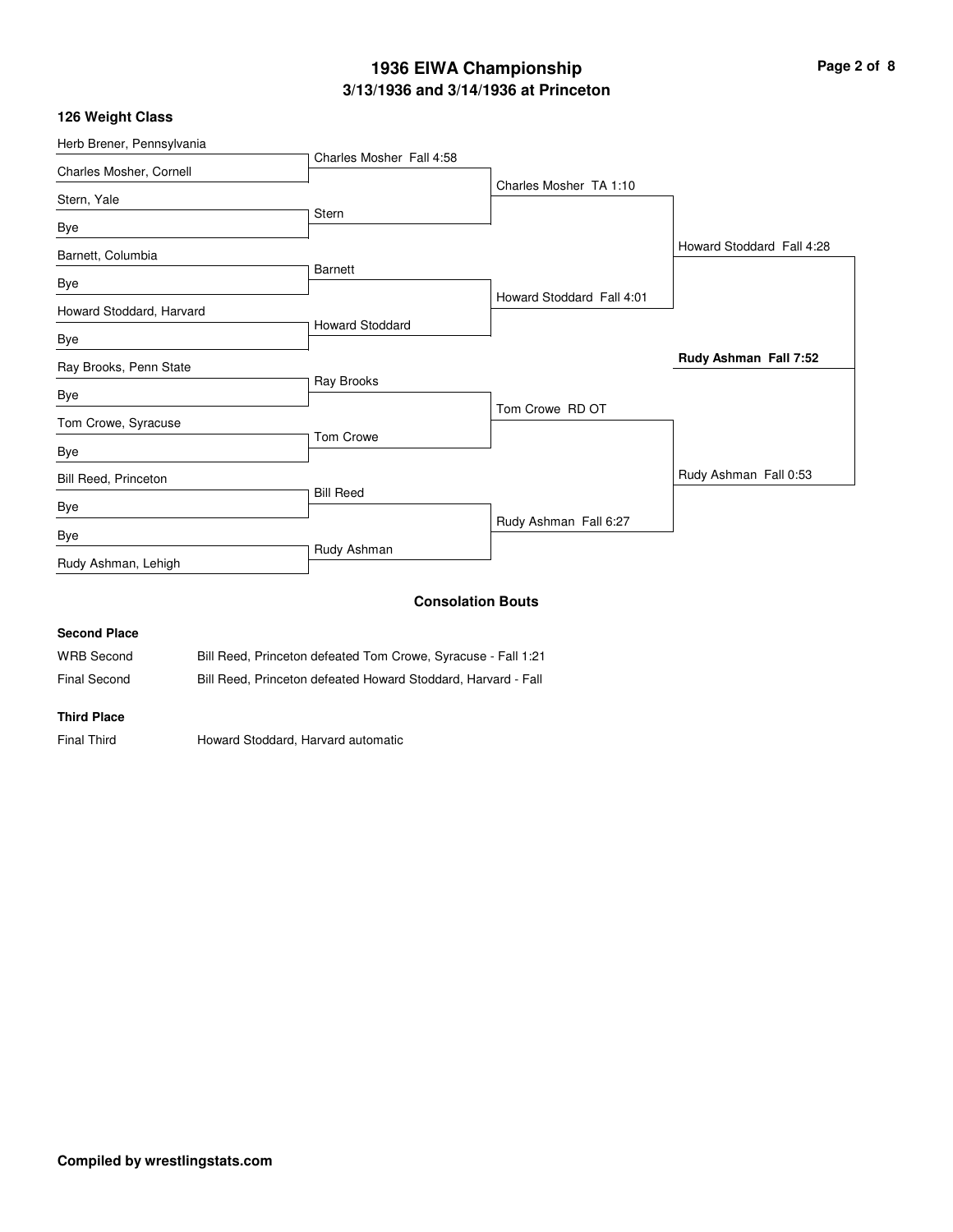# 1936 EIWA Championship

## 3/13/1936 and 3/14/1936 at Princeton

### 126 Weight Class

**First Round**

- Herb Brener, Pennsylvania vs. Charles Mosher, Cornell — Charles Mosher Fall 4:58
- Stern, Yale vs. Bye — Stern
- Barnett, Columbia vs. Bye — Barnett
- Howard Stoddard, Harvard vs. Bye — Howard Stoddard
- Ray Brooks, Penn State vs. Bye — Ray Brooks
- Tom Crowe, Syracuse vs. Bye — Tom Crowe
- Bill Reed, Princeton vs. Bye — Bill Reed
- Bye vs. Rudy Ashman, Lehigh — Rudy Ashman

**Quarterfinals**

- Charles Mosher TA 1:10
- Howard Stoddard Fall 4:01
- Tom Crowe RD OT
- Rudy Ashman Fall 6:27

**Semifinals**

- Howard Stoddard Fall 4:28
- Rudy Ashman Fall 0:53

**Final**

- **Rudy Ashman Fall 7:52**

### Consolation Bouts

**Second Place**

| | |
|---|---|
| WRB Second | Bill Reed, Princeton defeated Tom Crowe, Syracuse - Fall 1:21 |
| Final Second | Bill Reed, Princeton defeated Howard Stoddard, Harvard - Fall |

**Third Place**

| | |
|---|---|
| Final Third | Howard Stoddard, Harvard automatic |

**Compiled by wrestlingstats.com**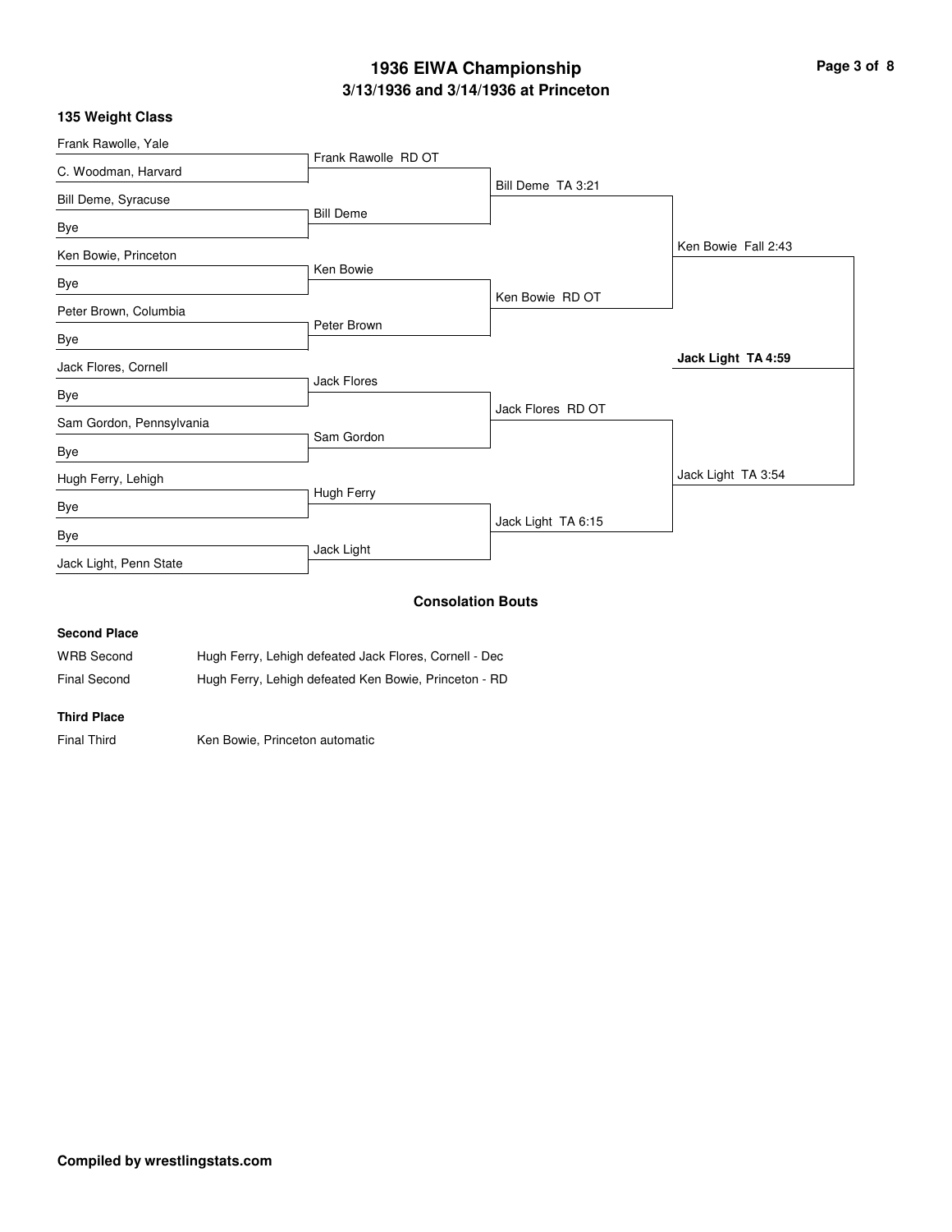# 1936 EIWA Championship

## 3/13/1936 and 3/14/1936 at Princeton

### 135 Weight Class

| First Round | Quarterfinals | Semifinals | Finals | Champion |
|---|---|---|---|---|
| Frank Rawolle, Yale | Frank Rawolle RD OT | Bill Deme TA 3:21 | Ken Bowie Fall 2:43 | **Jack Light TA 4:59** |
| C. Woodman, Harvard | | | | |
| Bill Deme, Syracuse | Bill Deme | | | |
| Bye | | | | |
| Ken Bowie, Princeton | Ken Bowie | Ken Bowie RD OT | | |
| Bye | | | | |
| Peter Brown, Columbia | Peter Brown | | | |
| Bye | | | | |
| Jack Flores, Cornell | Jack Flores | Jack Flores RD OT | Jack Light TA 3:54 | |
| Bye | | | | |
| Sam Gordon, Pennsylvania | Sam Gordon | | | |
| Bye | | | | |
| Hugh Ferry, Lehigh | Hugh Ferry | Jack Light TA 6:15 | | |
| Bye | | | | |
| Bye | Jack Light | | | |
| Jack Light, Penn State | | | | |

### Consolation Bouts

**Second Place**

| | |
|---|---|
| WRB Second | Hugh Ferry, Lehigh defeated Jack Flores, Cornell - Dec |
| Final Second | Hugh Ferry, Lehigh defeated Ken Bowie, Princeton - RD |

**Third Place**

| | |
|---|---|
| Final Third | Ken Bowie, Princeton automatic |

**Compiled by wrestlingstats.com**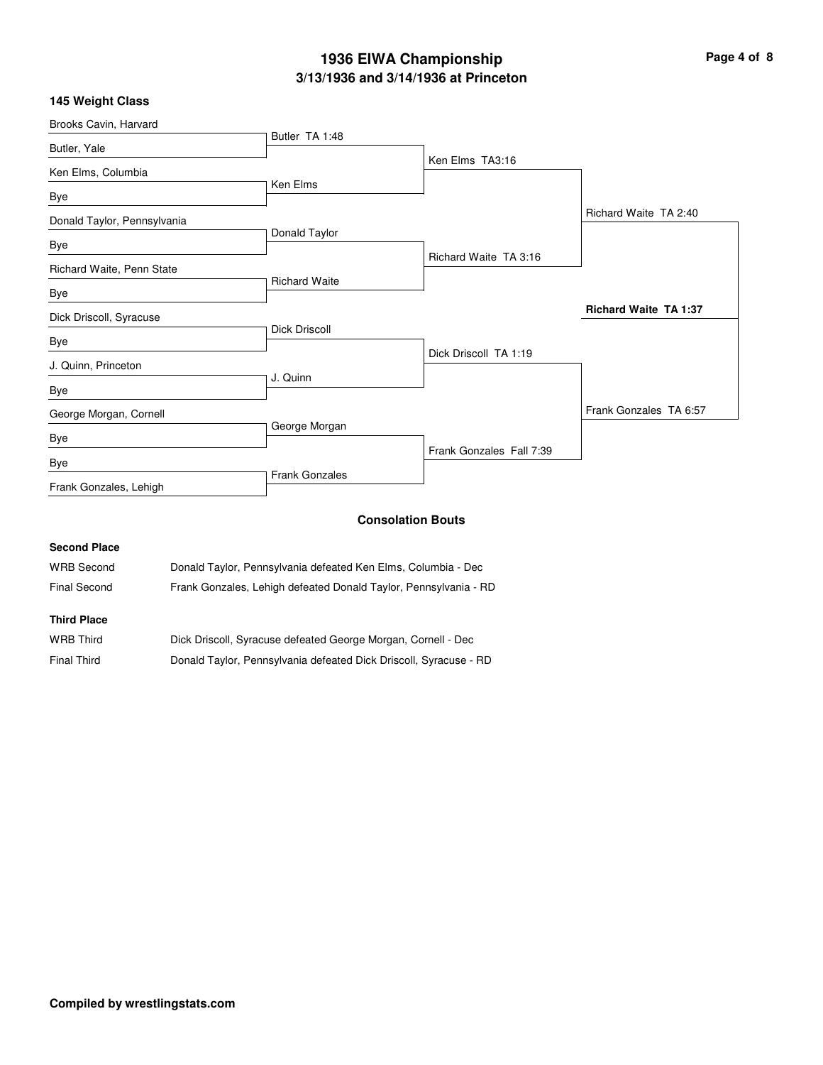# 1936 EIWA Championship

## 3/13/1936 and 3/14/1936 at Princeton

### 145 Weight Class

| First Round | Quarterfinals | Semifinals | Finals | Champion |
|---|---|---|---|---|
| Brooks Cavin, Harvard | Butler TA 1:48 | Ken Elms TA3:16 | Richard Waite TA 2:40 | **Richard Waite TA 1:37** |
| Butler, Yale | | | | |
| Ken Elms, Columbia | Ken Elms | | | |
| Bye | | | | |
| Donald Taylor, Pennsylvania | Donald Taylor | Richard Waite TA 3:16 | | |
| Bye | | | | |
| Richard Waite, Penn State | Richard Waite | | | |
| Bye | | | | |
| Dick Driscoll, Syracuse | Dick Driscoll | Dick Driscoll TA 1:19 | Frank Gonzales TA 6:57 | |
| Bye | | | | |
| J. Quinn, Princeton | J. Quinn | | | |
| Bye | | | | |
| George Morgan, Cornell | George Morgan | Frank Gonzales Fall 7:39 | | |
| Bye | | | | |
| Bye | Frank Gonzales | | | |
| Frank Gonzales, Lehigh | | | | |

### Consolation Bouts

**Second Place**

| | |
|---|---|
| WRB Second | Donald Taylor, Pennsylvania defeated Ken Elms, Columbia - Dec |
| Final Second | Frank Gonzales, Lehigh defeated Donald Taylor, Pennsylvania - RD |

**Third Place**

| | |
|---|---|
| WRB Third | Dick Driscoll, Syracuse defeated George Morgan, Cornell - Dec |
| Final Third | Donald Taylor, Pennsylvania defeated Dick Driscoll, Syracuse - RD |

**Compiled by wrestlingstats.com**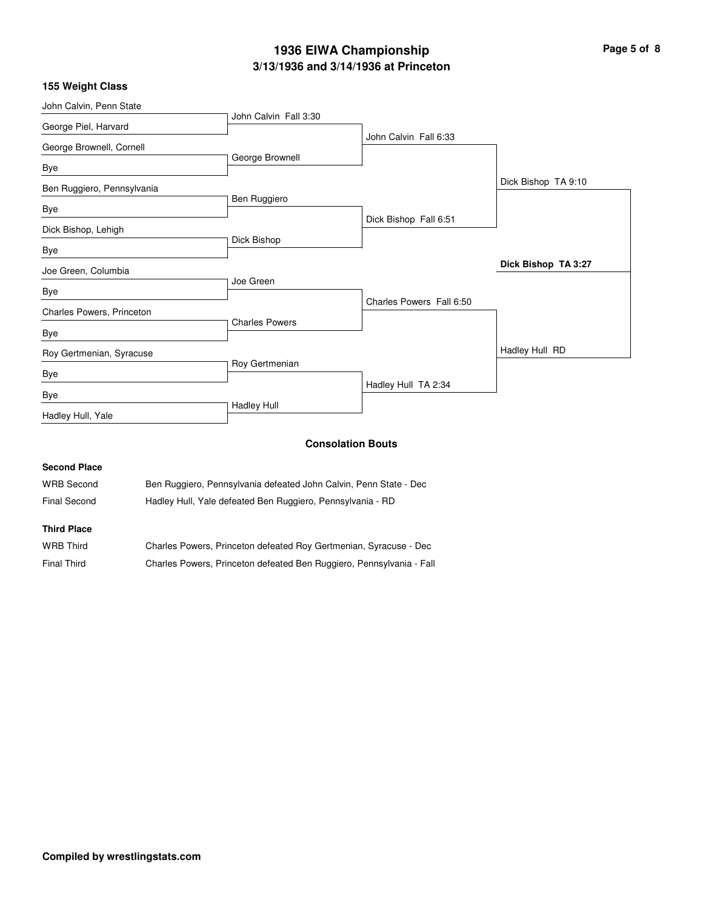# 1936 EIWA Championship

## 3/13/1936 and 3/14/1936 at Princeton

### 155 Weight Class

**First Round**

- John Calvin, Penn State vs George Piel, Harvard — John Calvin Fall 3:30
- George Brownell, Cornell vs Bye — George Brownell
- Ben Ruggiero, Pennsylvania vs Bye — Ben Ruggiero
- Dick Bishop, Lehigh vs Bye — Dick Bishop
- Joe Green, Columbia vs Bye — Joe Green
- Charles Powers, Princeton vs Bye — Charles Powers
- Roy Gertmenian, Syracuse vs Bye — Roy Gertmenian
- Bye vs Hadley Hull, Yale — Hadley Hull

**Quarterfinals**

- John Calvin Fall 6:33
- Dick Bishop Fall 6:51
- Charles Powers Fall 6:50
- Hadley Hull TA 2:34

**Semifinals**

- Dick Bishop TA 9:10
- Hadley Hull RD

**Final**

- **Dick Bishop TA 3:27**

### Consolation Bouts

**Second Place**

| | |
|---|---|
| WRB Second | Ben Ruggiero, Pennsylvania defeated John Calvin, Penn State - Dec |
| Final Second | Hadley Hull, Yale defeated Ben Ruggiero, Pennsylvania - RD |

**Third Place**

| | |
|---|---|
| WRB Third | Charles Powers, Princeton defeated Roy Gertmenian, Syracuse - Dec |
| Final Third | Charles Powers, Princeton defeated Ben Ruggiero, Pennsylvania - Fall |

**Compiled by wrestlingstats.com**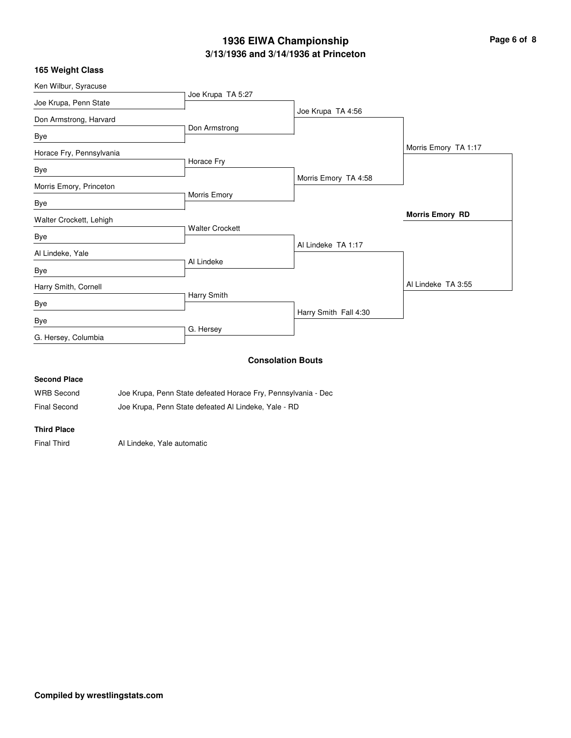# 1936 EIWA Championship

## 3/13/1936 and 3/14/1936 at Princeton

### 165 Weight Class

**First Round**

- Ken Wilbur, Syracuse vs. Joe Krupa, Penn State — Joe Krupa TA 5:27
- Don Armstrong, Harvard vs. Bye — Don Armstrong
- Horace Fry, Pennsylvania vs. Bye — Horace Fry
- Morris Emory, Princeton vs. Bye — Morris Emory
- Walter Crockett, Lehigh vs. Bye — Walter Crockett
- Al Lindeke, Yale vs. Bye — Al Lindeke
- Harry Smith, Cornell vs. Bye — Harry Smith
- Bye vs. G. Hersey, Columbia — G. Hersey

**Quarterfinals**

- Joe Krupa TA 4:56
- Morris Emory TA 4:58
- Al Lindeke TA 1:17
- Harry Smith Fall 4:30

**Semifinals**

- Morris Emory TA 1:17
- Al Lindeke TA 3:55

**Final**

- **Morris Emory RD**

### Consolation Bouts

**Second Place**

| | |
|---|---|
| WRB Second | Joe Krupa, Penn State defeated Horace Fry, Pennsylvania - Dec |
| Final Second | Joe Krupa, Penn State defeated Al Lindeke, Yale - RD |

**Third Place**

| | |
|---|---|
| Final Third | Al Lindeke, Yale automatic |

**Compiled by wrestlingstats.com**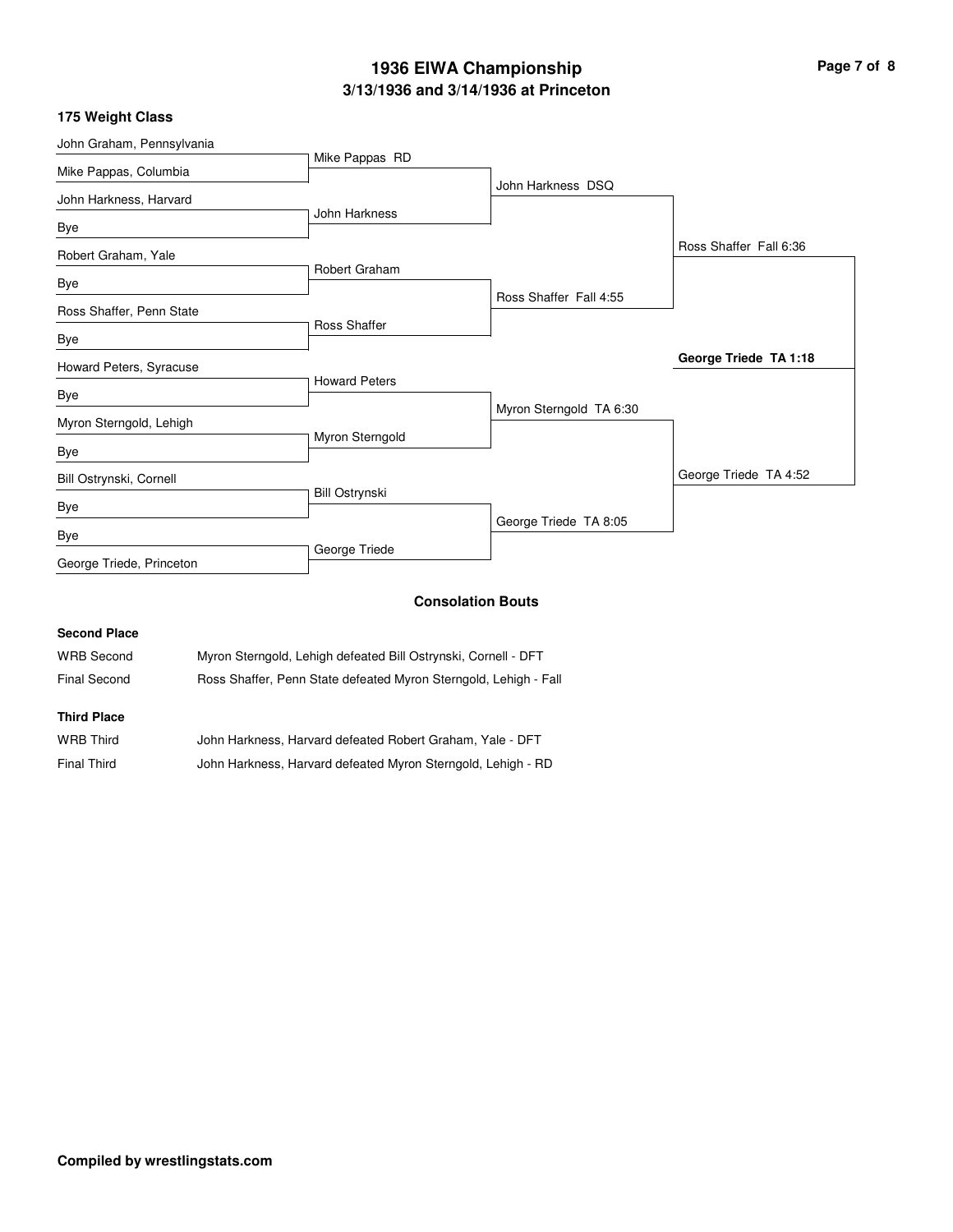# 1936 EIWA Championship

## 3/13/1936 and 3/14/1936 at Princeton

### 175 Weight Class

**First Round**

- John Graham, Pennsylvania vs. Mike Pappas, Columbia — Mike Pappas RD
- John Harkness, Harvard vs. Bye — John Harkness
- Robert Graham, Yale vs. Bye — Robert Graham
- Ross Shaffer, Penn State vs. Bye — Ross Shaffer
- Howard Peters, Syracuse vs. Bye — Howard Peters
- Myron Sterngold, Lehigh vs. Bye — Myron Sterngold
- Bill Ostrynski, Cornell vs. Bye — Bill Ostrynski
- Bye vs. George Triede, Princeton — George Triede

**Quarterfinals**

- John Harkness DSQ
- Ross Shaffer Fall 4:55
- Myron Sterngold TA 6:30
- George Triede TA 8:05

**Semifinals**

- Ross Shaffer Fall 6:36
- George Triede TA 4:52

**Champion**

- **George Triede TA 1:18**

### Consolation Bouts

**Second Place**

| | |
|---|---|
| WRB Second | Myron Sterngold, Lehigh defeated Bill Ostrynski, Cornell - DFT |
| Final Second | Ross Shaffer, Penn State defeated Myron Sterngold, Lehigh - Fall |

**Third Place**

| | |
|---|---|
| WRB Third | John Harkness, Harvard defeated Robert Graham, Yale - DFT |
| Final Third | John Harkness, Harvard defeated Myron Sterngold, Lehigh - RD |

**Compiled by wrestlingstats.com**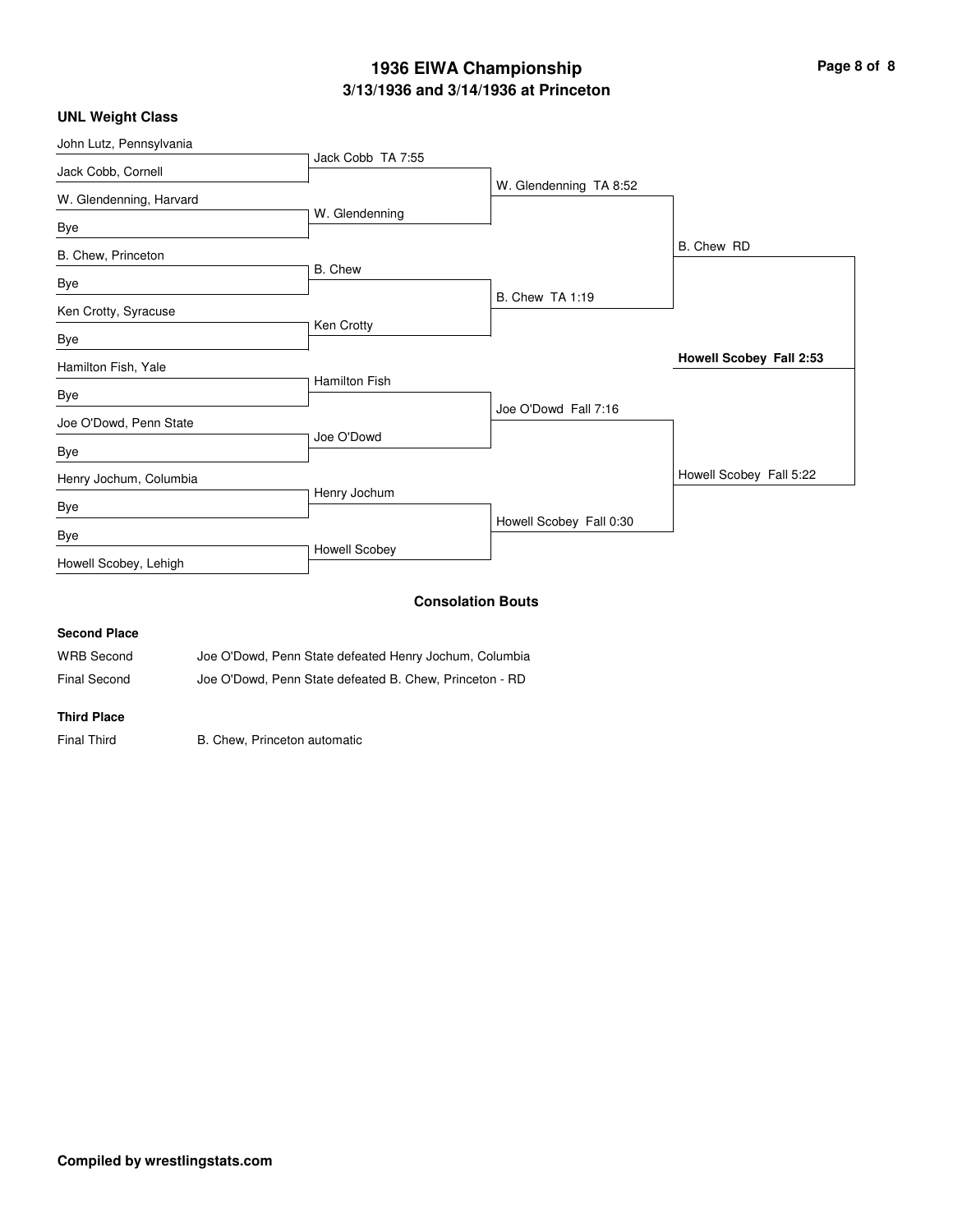# 1936 EIWA Championship
## 3/13/1936 and 3/14/1936 at Princeton

### UNL Weight Class

**First Round**

- John Lutz, Pennsylvania vs. Jack Cobb, Cornell — Jack Cobb TA 7:55
- W. Glendenning, Harvard vs. Bye — W. Glendenning
- B. Chew, Princeton vs. Bye — B. Chew
- Ken Crotty, Syracuse vs. Bye — Ken Crotty
- Hamilton Fish, Yale vs. Bye — Hamilton Fish
- Joe O'Dowd, Penn State vs. Bye — Joe O'Dowd
- Henry Jochum, Columbia vs. Bye — Henry Jochum
- Bye vs. Howell Scobey, Lehigh — Howell Scobey

**Quarterfinals**

- W. Glendenning TA 8:52
- B. Chew TA 1:19
- Joe O'Dowd Fall 7:16
- Howell Scobey Fall 0:30

**Semifinals**

- B. Chew RD
- Howell Scobey Fall 5:22

**Final**

- **Howell Scobey Fall 2:53**

### Consolation Bouts

**Second Place**

| | |
|---|---|
| WRB Second | Joe O'Dowd, Penn State defeated Henry Jochum, Columbia |
| Final Second | Joe O'Dowd, Penn State defeated B. Chew, Princeton - RD |

**Third Place**

| | |
|---|---|
| Final Third | B. Chew, Princeton automatic |

**Compiled by wrestlingstats.com**